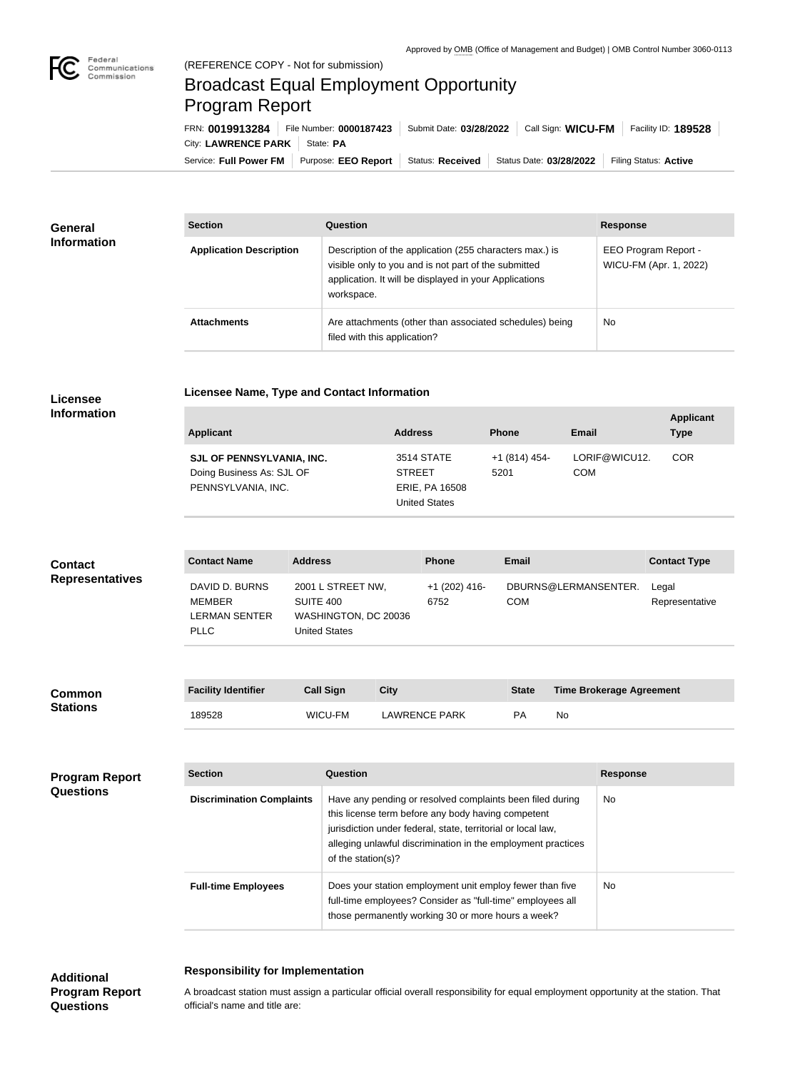Approved by OMB (Office of Management and Budget) | OMB Control Number 3060-0113

Federal Communications Commission

(REFERENCE COPY - Not for submission)

# Broadcast Equal Employment Opportunity Program Report

FRN: **0019913284** | File Number: **0000187423** | Submit Date: **03/28/2022** | Call Sign: **WICU-FM** | Facility ID: **189528**

City: **LAWRENCE PARK** | State: **PA**

Service: **Full Power FM** | Purpose: **EEO Report** | Status: **Received** | Status Date: **03/28/2022** | Filing Status: **Active**

## General Information

| Section | Question | Response |
| --- | --- | --- |
| **Application Description** | Description of the application (255 characters max.) is visible only to you and is not part of the submitted application. It will be displayed in your Applications workspace. | EEO Program Report - WICU-FM (Apr. 1, 2022) |
| **Attachments** | Are attachments (other than associated schedules) being filed with this application? | No |

## Licensee Information

**Licensee Name, Type and Contact Information**

| Applicant | Address | Phone | Email | Applicant Type |
| --- | --- | --- | --- | --- |
| **SJL OF PENNSYLVANIA, INC.** Doing Business As: SJL OF PENNSYLVANIA, INC. | 3514 STATE STREET ERIE, PA 16508 United States | +1 (814) 454-5201 | LORIF@WICU12.COM | COR |

## Contact Representatives

| Contact Name | Address | Phone | Email | Contact Type |
| --- | --- | --- | --- | --- |
| DAVID D. BURNS MEMBER LERMAN SENTER PLLC | 2001 L STREET NW, SUITE 400 WASHINGTON, DC 20036 United States | +1 (202) 416-6752 | DBURNS@LERMANSENTER.COM | Legal Representative |

## Common Stations

| Facility Identifier | Call Sign | City | State | Time Brokerage Agreement |
| --- | --- | --- | --- | --- |
| 189528 | WICU-FM | LAWRENCE PARK | PA | No |

## Program Report Questions

| Section | Question | Response |
| --- | --- | --- |
| **Discrimination Complaints** | Have any pending or resolved complaints been filed during this license term before any body having competent jurisdiction under federal, state, territorial or local law, alleging unlawful discrimination in the employment practices of the station(s)? | No |
| **Full-time Employees** | Does your station employment unit employ fewer than five full-time employees? Consider as "full-time" employees all those permanently working 30 or more hours a week? | No |

## Additional Program Report Questions

**Responsibility for Implementation**

A broadcast station must assign a particular official overall responsibility for equal employment opportunity at the station. That official's name and title are: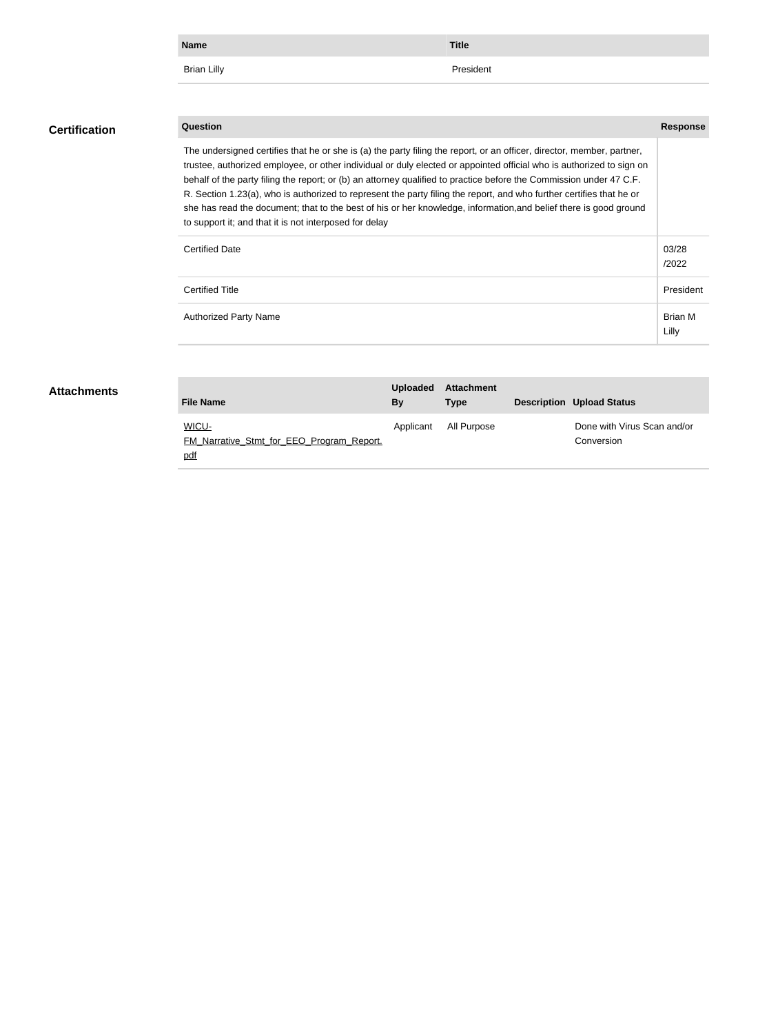| Name | Title |
|---|---|
| Brian Lilly | President |

## Certification

| Question | Response |
|---|---|
| The undersigned certifies that he or she is (a) the party filing the report, or an officer, director, member, partner, trustee, authorized employee, or other individual or duly elected or appointed official who is authorized to sign on behalf of the party filing the report; or (b) an attorney qualified to practice before the Commission under 47 C.F. R. Section 1.23(a), who is authorized to represent the party filing the report, and who further certifies that he or she has read the document; that to the best of his or her knowledge, information,and belief there is good ground to support it; and that it is not interposed for delay | |
| Certified Date | 03/28 /2022 |
| Certified Title | President |
| Authorized Party Name | Brian M Lilly |

## Attachments

| File Name | Uploaded By | Attachment Type | Description | Upload Status |
|---|---|---|---|---|
| WICU-FM_Narrative_Stmt_for_EEO_Program_Report.pdf | Applicant | All Purpose | | Done with Virus Scan and/or Conversion |